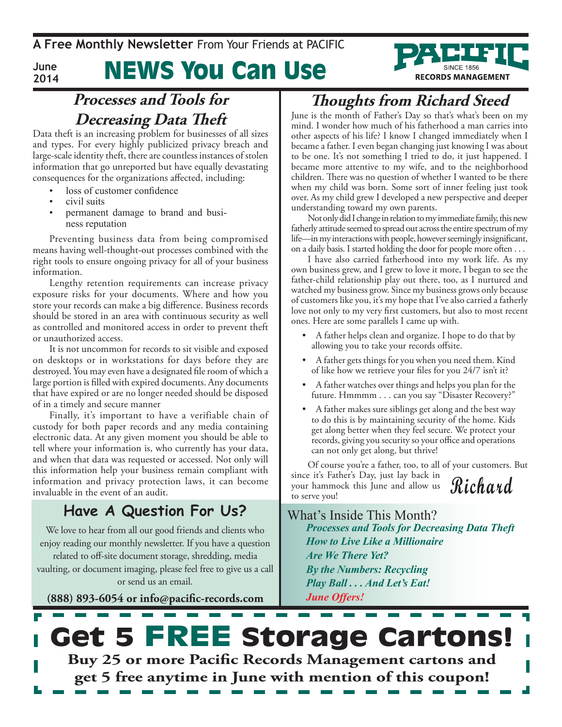A **Free Monthly Newsletter** From Your Friends at PACIFIC

June 2014

# NEWS You Can Use

PACIFIC SINCE 1856 RECORDS MANAGEMENT

## Processes and Tools for Decreasing Data Theft

Data theft is an increasing problem for businesses of all sizes and types. For every highly publicized privacy breach and large-scale identity theft, there are countless instances of stolen information that go unreported but have equally devastating consequences for the organizations affected, including:

- loss of customer confidence
- civil suits
- permanent damage to brand and business reputation

Preventing business data from being compromised means having well-thought-out processes combined with the right tools to ensure ongoing privacy for all of your business information.

Lengthy retention requirements can increase privacy exposure risks for your documents. Where and how you store your records can make a big difference. Business records should be stored in an area with continuous security as well as controlled and monitored access in order to prevent theft or unauthorized access.

It is not uncommon for records to sit visible and exposed on desktops or in workstations for days before they are destroyed. You may even have a designated file room of which a large portion is filled with expired documents. Any documents that have expired or are no longer needed should be disposed of in a timely and secure manner

Finally, it's important to have a verifiable chain of custody for both paper records and any media containing electronic data. At any given moment you should be able to tell where your information is, who currently has your data, and when that data was requested or accessed. Not only will this information help your business remain compliant with information and privacy protection laws, it can become invaluable in the event of an audit.

## Have A Question For Us?

We love to hear from all our good friends and clients who enjoy reading our monthly newsletter. If you have a question related to off-site document storage, shredding, media vaulting, or document imaging, please feel free to give us a call or send us an email.

**(888) 893-6054 or info@pacific-records.com**

## Thoughts from Richard Steed

June is the month of Father's Day so that's what's been on my mind. I wonder how much of his fatherhood a man carries into other aspects of his life? I know I changed immediately when I became a father. I even began changing just knowing I was about to be one. It's not something I tried to do, it just happened. I became more attentive to my wife, and to the neighborhood children. There was no question of whether I wanted to be there when my child was born. Some sort of inner feeling just took over. As my child grew I developed a new perspective and deeper understanding toward my own parents.

Not only did I change in relation to my immediate family, this new fatherly attitude seemed to spread out across the entire spectrum of my life—in my interactions with people, however seemingly insignificant, on a daily basis. I started holding the door for people more often . . .

I have also carried fatherhood into my work life. As my own business grew, and I grew to love it more, I began to see the father-child relationship play out there, too, as I nurtured and watched my business grow. Since my business grows only because of customers like you, it's my hope that I've also carried a fatherly love not only to my very first customers, but also to most recent ones. Here are some parallels I came up with.

- A father helps clean and organize. I hope to do that by allowing you to take your records offsite.
- A father gets things for you when you need them. Kind of like how we retrieve your files for you 24/7 isn't it?
- A father watches over things and helps you plan for the future. Hmmmm . . . can you say "Disaster Recovery?"
- A father makes sure siblings get along and the best way to do this is by maintaining security of the home. Kids get along better when they feel secure. We protect your records, giving you security so your office and operations can not only get along, but thrive!

Of course you're a father, too, to all of your customers. But since it's Father's Day, just lay back in your hammock this June and allow us to serve you!

*Richard*

## What's Inside This Month?

***Processes and Tools for Decreasing Data Theft***
***How to Live Like a Millionaire***
***Are We There Yet?***
***By the Numbers: Recycling***
***Play Ball . . . And Let's Eat!***
***June Offers!***

## Get 5 FREE Storage Cartons!

**Buy 25 or more Pacific Records Management cartons and get 5 free anytime in June with mention of this coupon!**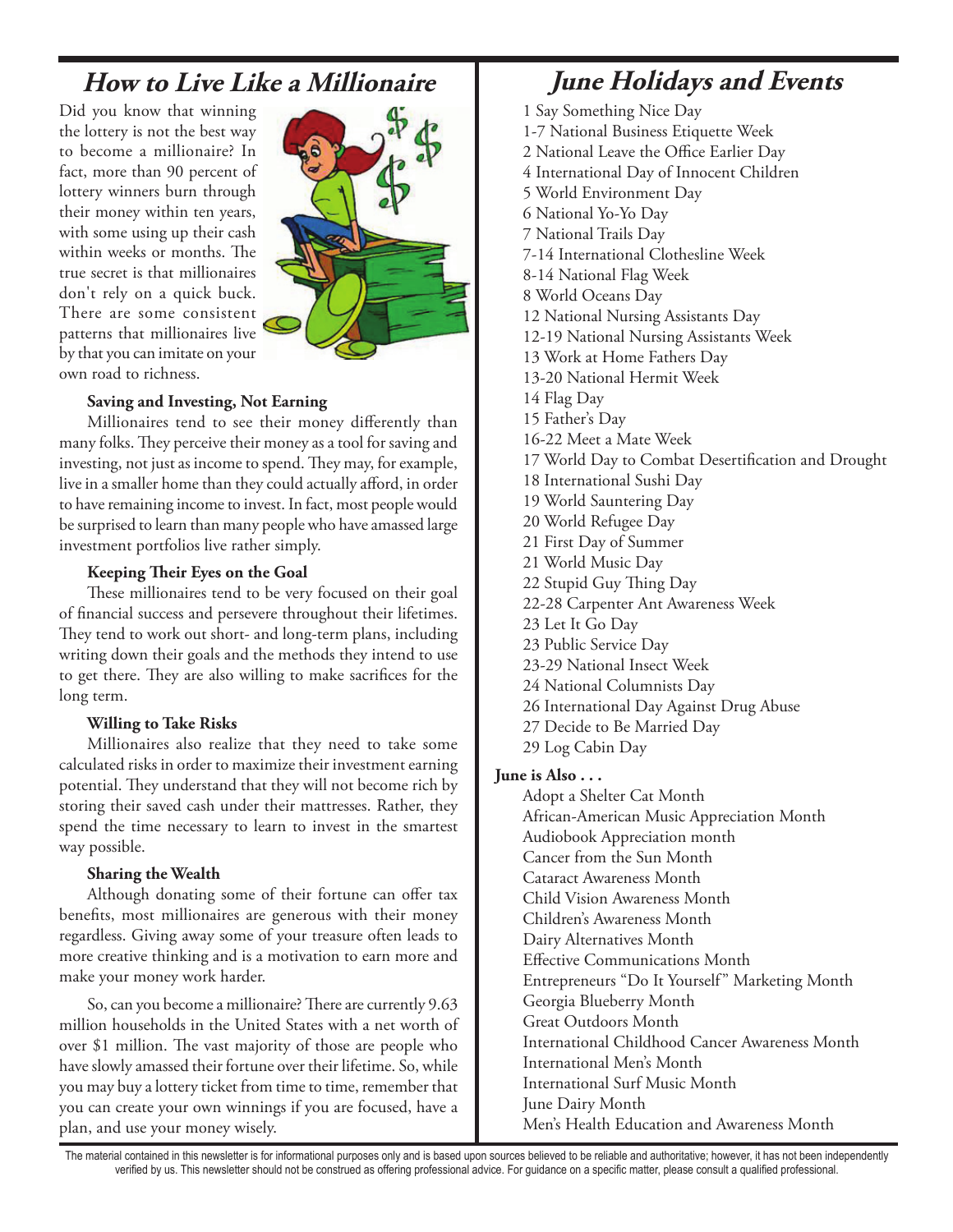## How to Live Like a Millionaire

Did you know that winning the lottery is not the best way to become a millionaire? In fact, more than 90 percent of lottery winners burn through their money within ten years, with some using up their cash within weeks or months. The true secret is that millionaires don't rely on a quick buck. There are some consistent patterns that millionaires live by that you can imitate on your own road to richness.

**Saving and Investing, Not Earning**

Millionaires tend to see their money differently than many folks. They perceive their money as a tool for saving and investing, not just as income to spend. They may, for example, live in a smaller home than they could actually afford, in order to have remaining income to invest. In fact, most people would be surprised to learn than many people who have amassed large investment portfolios live rather simply.

**Keeping Their Eyes on the Goal**

These millionaires tend to be very focused on their goal of financial success and persevere throughout their lifetimes. They tend to work out short- and long-term plans, including writing down their goals and the methods they intend to use to get there. They are also willing to make sacrifices for the long term.

**Willing to Take Risks**

Millionaires also realize that they need to take some calculated risks in order to maximize their investment earning potential. They understand that they will not become rich by storing their saved cash under their mattresses. Rather, they spend the time necessary to learn to invest in the smartest way possible.

**Sharing the Wealth**

Although donating some of their fortune can offer tax benefits, most millionaires are generous with their money regardless. Giving away some of your treasure often leads to more creative thinking and is a motivation to earn more and make your money work harder.

So, can you become a millionaire? There are currently 9.63 million households in the United States with a net worth of over $1 million. The vast majority of those are people who have slowly amassed their fortune over their lifetime. So, while you may buy a lottery ticket from time to time, remember that you can create your own winnings if you are focused, have a plan, and use your money wisely.

## June Holidays and Events

1 Say Something Nice Day
1-7 National Business Etiquette Week
2 National Leave the Office Earlier Day
4 International Day of Innocent Children
5 World Environment Day
6 National Yo-Yo Day
7 National Trails Day
7-14 International Clothesline Week
8-14 National Flag Week
8 World Oceans Day
12 National Nursing Assistants Day
12-19 National Nursing Assistants Week
13 Work at Home Fathers Day
13-20 National Hermit Week
14 Flag Day
15 Father's Day
16-22 Meet a Mate Week
17 World Day to Combat Desertification and Drought
18 International Sushi Day
19 World Sauntering Day
20 World Refugee Day
21 First Day of Summer
21 World Music Day
22 Stupid Guy Thing Day
22-28 Carpenter Ant Awareness Week
23 Let It Go Day
23 Public Service Day
23-29 National Insect Week
24 National Columnists Day
26 International Day Against Drug Abuse
27 Decide to Be Married Day
29 Log Cabin Day

**June is Also . . .**

Adopt a Shelter Cat Month
African-American Music Appreciation Month
Audiobook Appreciation month
Cancer from the Sun Month
Cataract Awareness Month
Child Vision Awareness Month
Children's Awareness Month
Dairy Alternatives Month
Effective Communications Month
Entrepreneurs "Do It Yourself" Marketing Month
Georgia Blueberry Month
Great Outdoors Month
International Childhood Cancer Awareness Month
International Men's Month
International Surf Music Month
June Dairy Month
Men's Health Education and Awareness Month

The material contained in this newsletter is for informational purposes only and is based upon sources believed to be reliable and authoritative; however, it has not been independently verified by us. This newsletter should not be construed as offering professional advice. For guidance on a specific matter, please consult a qualified professional.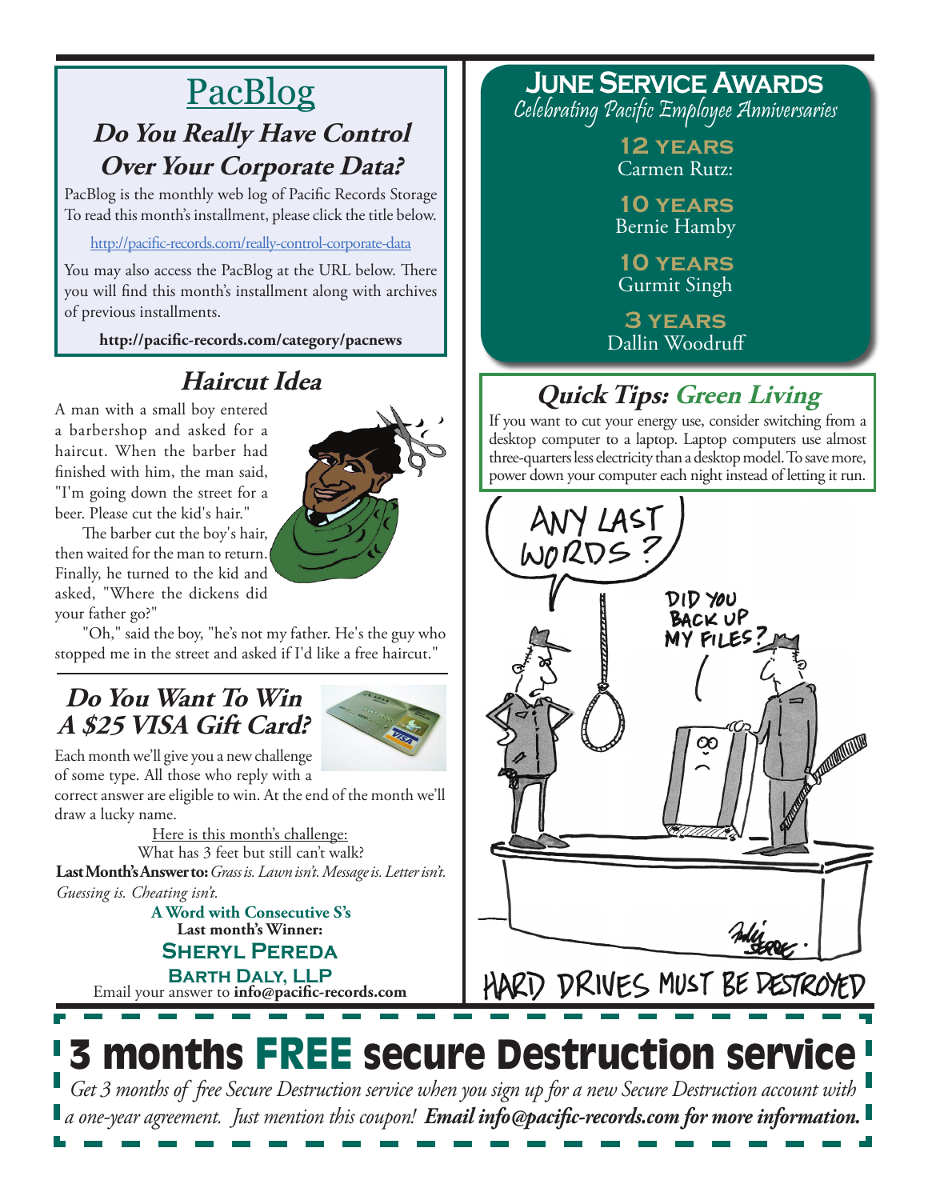# PacBlog

## Do You Really Have Control Over Your Corporate Data?

PacBlog is the monthly web log of Pacific Records Storage To read this month's installment, please click the title below.

http://pacific-records.com/really-control-corporate-data

You may also access the PacBlog at the URL below. There you will find this month's installment along with archives of previous installments.

**http://pacific-records.com/category/pacnews**

## Haircut Idea

A man with a small boy entered a barbershop and asked for a haircut. When the barber had finished with him, the man said, "I'm going down the street for a beer. Please cut the kid's hair."

The barber cut the boy's hair, then waited for the man to return. Finally, he turned to the kid and asked, "Where the dickens did your father go?"

"Oh," said the boy, "he's not my father. He's the guy who stopped me in the street and asked if I'd like a free haircut."

## Do You Want To Win A $25 VISA Gift Card?

Each month we'll give you a new challenge of some type. All those who reply with a correct answer are eligible to win. At the end of the month we'll draw a lucky name.

Here is this month's challenge:
What has 3 feet but still can't walk?

**Last Month's Answer to:** *Grass is. Lawn isn't. Message is. Letter isn't. Guessing is. Cheating isn't.*

**A Word with Consecutive S's**

**Last month's Winner:**

**SHERYL PEREDA**

**BARTH DALY, LLP**

Email your answer to **info@pacific-records.com**

## June Service Awards

*Celebrating Pacific Employee Anniversaries*

**12 YEARS**
Carmen Rutz:

**10 YEARS**
Bernie Hamby

**10 YEARS**
Gurmit Singh

**3 YEARS**
Dallin Woodruff

## Quick Tips: Green Living

If you want to cut your energy use, consider switching from a desktop computer to a laptop. Laptop computers use almost three-quarters less electricity than a desktop model. To save more, power down your computer each night instead of letting it run.

ANY LAST WORDS?

DID YOU BACK UP MY FILES?

HARD DRIVES MUST BE DESTROYED

# 3 months FREE secure Destruction service

*Get 3 months of free Secure Destruction service when you sign up for a new Secure Destruction account with a one-year agreement. Just mention this coupon!* ***Email info@pacific-records.com for more information.***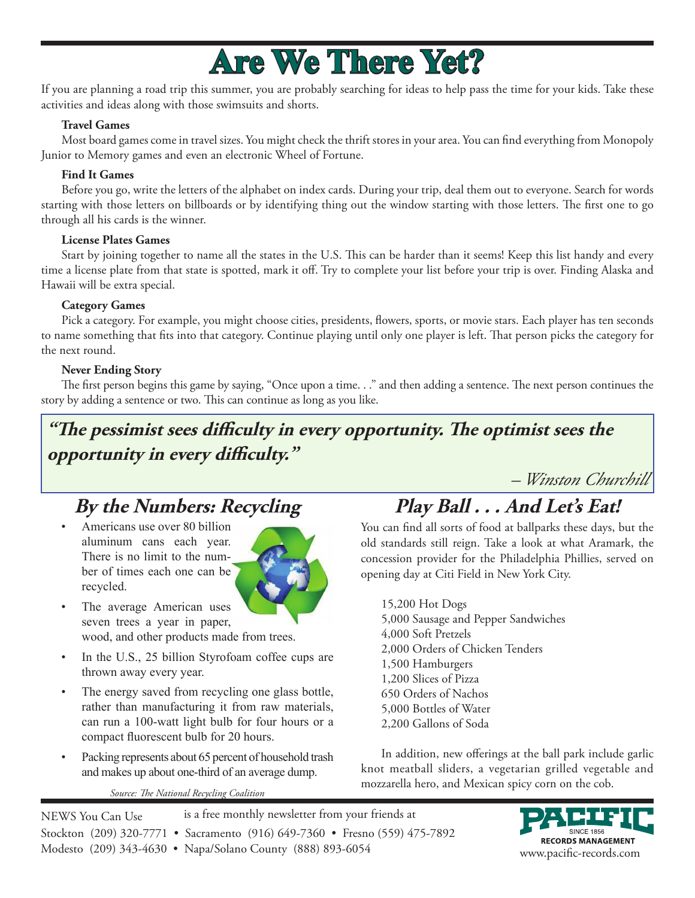# Are We There Yet?

If you are planning a road trip this summer, you are probably searching for ideas to help pass the time for your kids. Take these activities and ideas along with those swimsuits and shorts.

**Travel Games**

Most board games come in travel sizes. You might check the thrift stores in your area. You can find everything from Monopoly Junior to Memory games and even an electronic Wheel of Fortune.

**Find It Games**

Before you go, write the letters of the alphabet on index cards. During your trip, deal them out to everyone. Search for words starting with those letters on billboards or by identifying thing out the window starting with those letters. The first one to go through all his cards is the winner.

**License Plates Games**

Start by joining together to name all the states in the U.S. This can be harder than it seems! Keep this list handy and every time a license plate from that state is spotted, mark it off. Try to complete your list before your trip is over. Finding Alaska and Hawaii will be extra special.

**Category Games**

Pick a category. For example, you might choose cities, presidents, flowers, sports, or movie stars. Each player has ten seconds to name something that fits into that category. Continue playing until only one player is left. That person picks the category for the next round.

**Never Ending Story**

The first person begins this game by saying, "Once upon a time. . ." and then adding a sentence. The next person continues the story by adding a sentence or two. This can continue as long as you like.

***"The pessimist sees difficulty in every opportunity. The optimist sees the opportunity in every difficulty."***

*– Winston Churchill*

## By the Numbers: Recycling

- Americans use over 80 billion aluminum cans each year. There is no limit to the number of times each one can be recycled.
- The average American uses seven trees a year in paper, wood, and other products made from trees.
- In the U.S., 25 billion Styrofoam coffee cups are thrown away every year.
- The energy saved from recycling one glass bottle, rather than manufacturing it from raw materials, can run a 100-watt light bulb for four hours or a compact fluorescent bulb for 20 hours.
- Packing represents about 65 percent of household trash and makes up about one-third of an average dump.

*Source: The National Recycling Coalition*

## Play Ball . . . And Let's Eat!

You can find all sorts of food at ballparks these days, but the old standards still reign. Take a look at what Aramark, the concession provider for the Philadelphia Phillies, served on opening day at Citi Field in New York City.

15,200 Hot Dogs
5,000 Sausage and Pepper Sandwiches
4,000 Soft Pretzels
2,000 Orders of Chicken Tenders
1,500 Hamburgers
1,200 Slices of Pizza
650 Orders of Nachos
5,000 Bottles of Water
2,200 Gallons of Soda

In addition, new offerings at the ball park include garlic knot meatball sliders, a vegetarian grilled vegetable and mozzarella hero, and Mexican spicy corn on the cob.

NEWS You Can Use is a free monthly newsletter from your friends at

Stockton (209) 320-7771 • Sacramento (916) 649-7360 • Fresno (559) 475-7892
Modesto (209) 343-4630 • Napa/Solano County (888) 893-6054

PACIFIC SINCE 1856 RECORDS MANAGEMENT
www.pacific-records.com